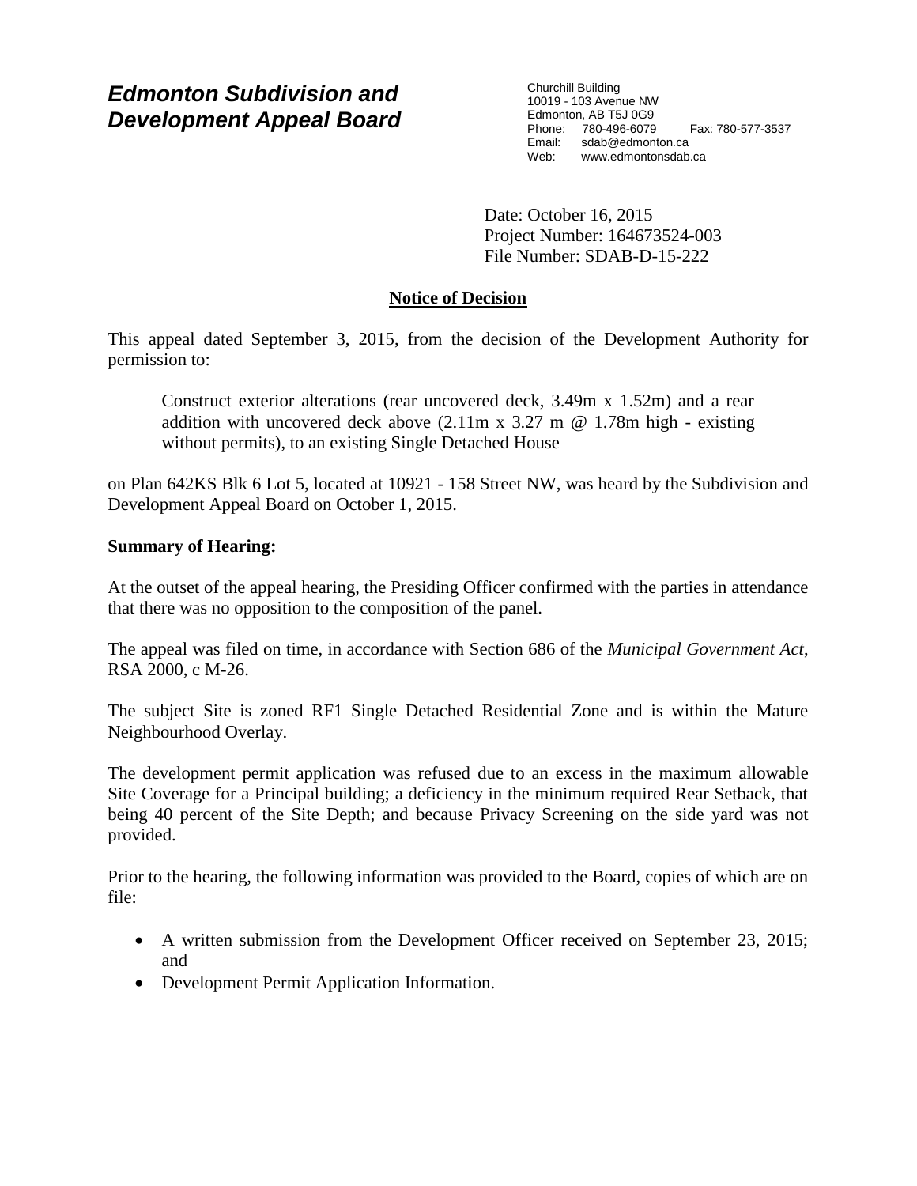# *Edmonton Subdivision and Development Appeal Board*

Churchill Building
10019 - 103 Avenue NW
Edmonton, AB T5J 0G9
Phone: 780-496-6079 Fax: 780-577-3537
Email: sdab@edmonton.ca
Web: www.edmontonsdab.ca

Date: October 16, 2015
Project Number: 164673524-003
File Number: SDAB-D-15-222

## Notice of Decision

This appeal dated September 3, 2015, from the decision of the Development Authority for permission to:

> Construct exterior alterations (rear uncovered deck, 3.49m x 1.52m) and a rear addition with uncovered deck above (2.11m x 3.27 m @ 1.78m high - existing without permits), to an existing Single Detached House

on Plan 642KS Blk 6 Lot 5, located at 10921 - 158 Street NW, was heard by the Subdivision and Development Appeal Board on October 1, 2015.

**Summary of Hearing:**

At the outset of the appeal hearing, the Presiding Officer confirmed with the parties in attendance that there was no opposition to the composition of the panel.

The appeal was filed on time, in accordance with Section 686 of the *Municipal Government Act*, RSA 2000, c M-26.

The subject Site is zoned RF1 Single Detached Residential Zone and is within the Mature Neighbourhood Overlay.

The development permit application was refused due to an excess in the maximum allowable Site Coverage for a Principal building; a deficiency in the minimum required Rear Setback, that being 40 percent of the Site Depth; and because Privacy Screening on the side yard was not provided.

Prior to the hearing, the following information was provided to the Board, copies of which are on file:

- A written submission from the Development Officer received on September 23, 2015; and
- Development Permit Application Information.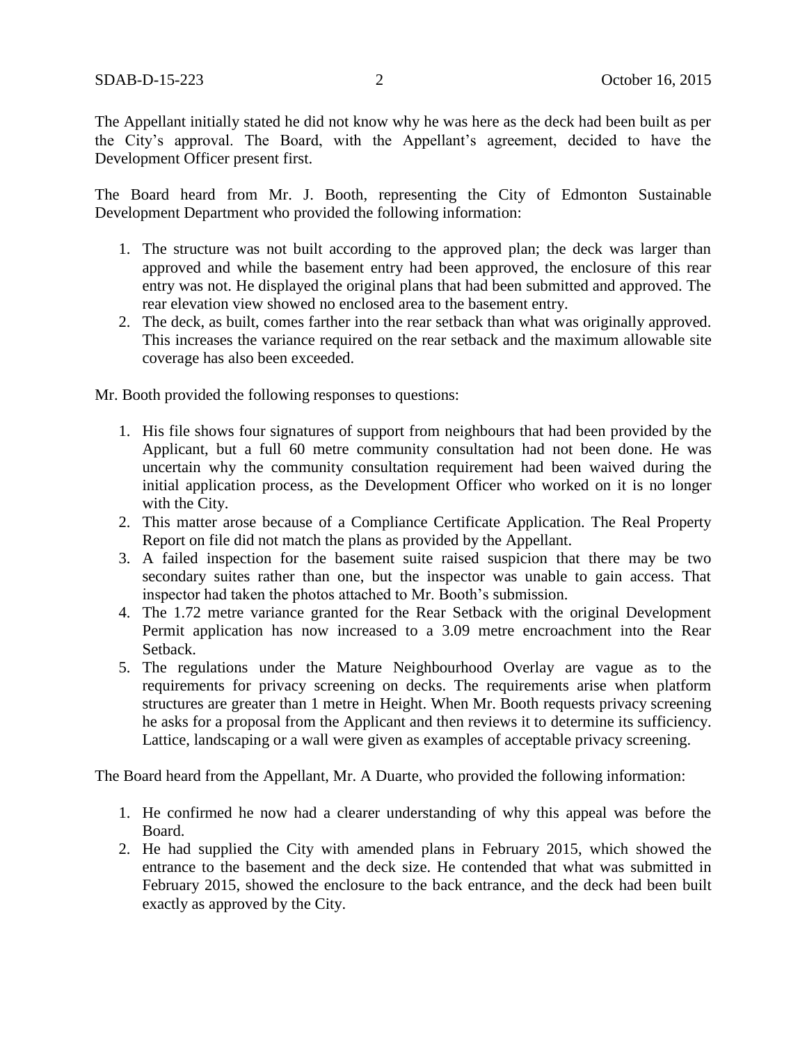The Appellant initially stated he did not know why he was here as the deck had been built as per the City's approval. The Board, with the Appellant's agreement, decided to have the Development Officer present first.

The Board heard from Mr. J. Booth, representing the City of Edmonton Sustainable Development Department who provided the following information:

1. The structure was not built according to the approved plan; the deck was larger than approved and while the basement entry had been approved, the enclosure of this rear entry was not. He displayed the original plans that had been submitted and approved. The rear elevation view showed no enclosed area to the basement entry.
2. The deck, as built, comes farther into the rear setback than what was originally approved. This increases the variance required on the rear setback and the maximum allowable site coverage has also been exceeded.

Mr. Booth provided the following responses to questions:

1. His file shows four signatures of support from neighbours that had been provided by the Applicant, but a full 60 metre community consultation had not been done. He was uncertain why the community consultation requirement had been waived during the initial application process, as the Development Officer who worked on it is no longer with the City.
2. This matter arose because of a Compliance Certificate Application. The Real Property Report on file did not match the plans as provided by the Appellant.
3. A failed inspection for the basement suite raised suspicion that there may be two secondary suites rather than one, but the inspector was unable to gain access. That inspector had taken the photos attached to Mr. Booth's submission.
4. The 1.72 metre variance granted for the Rear Setback with the original Development Permit application has now increased to a 3.09 metre encroachment into the Rear Setback.
5. The regulations under the Mature Neighbourhood Overlay are vague as to the requirements for privacy screening on decks. The requirements arise when platform structures are greater than 1 metre in Height. When Mr. Booth requests privacy screening he asks for a proposal from the Applicant and then reviews it to determine its sufficiency. Lattice, landscaping or a wall were given as examples of acceptable privacy screening.

The Board heard from the Appellant, Mr. A Duarte, who provided the following information:

1. He confirmed he now had a clearer understanding of why this appeal was before the Board.
2. He had supplied the City with amended plans in February 2015, which showed the entrance to the basement and the deck size. He contended that what was submitted in February 2015, showed the enclosure to the back entrance, and the deck had been built exactly as approved by the City.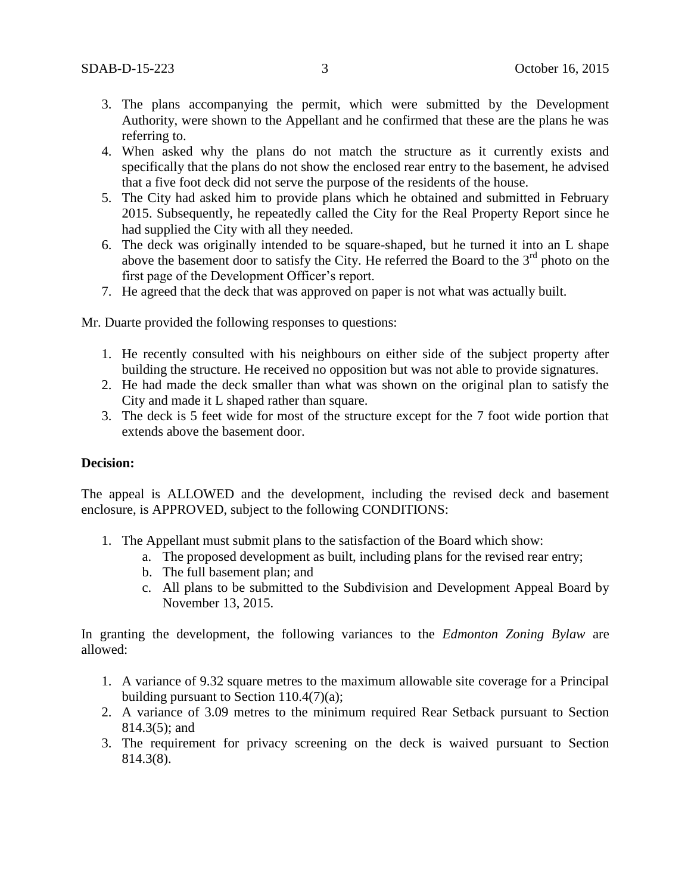3. The plans accompanying the permit, which were submitted by the Development Authority, were shown to the Appellant and he confirmed that these are the plans he was referring to.
4. When asked why the plans do not match the structure as it currently exists and specifically that the plans do not show the enclosed rear entry to the basement, he advised that a five foot deck did not serve the purpose of the residents of the house.
5. The City had asked him to provide plans which he obtained and submitted in February 2015. Subsequently, he repeatedly called the City for the Real Property Report since he had supplied the City with all they needed.
6. The deck was originally intended to be square-shaped, but he turned it into an L shape above the basement door to satisfy the City. He referred the Board to the 3rd photo on the first page of the Development Officer's report.
7. He agreed that the deck that was approved on paper is not what was actually built.

Mr. Duarte provided the following responses to questions:

1. He recently consulted with his neighbours on either side of the subject property after building the structure. He received no opposition but was not able to provide signatures.
2. He had made the deck smaller than what was shown on the original plan to satisfy the City and made it L shaped rather than square.
3. The deck is 5 feet wide for most of the structure except for the 7 foot wide portion that extends above the basement door.

**Decision:**

The appeal is ALLOWED and the development, including the revised deck and basement enclosure, is APPROVED, subject to the following CONDITIONS:

1. The Appellant must submit plans to the satisfaction of the Board which show:
   a. The proposed development as built, including plans for the revised rear entry;
   b. The full basement plan; and
   c. All plans to be submitted to the Subdivision and Development Appeal Board by November 13, 2015.

In granting the development, the following variances to the *Edmonton Zoning Bylaw* are allowed:

1. A variance of 9.32 square metres to the maximum allowable site coverage for a Principal building pursuant to Section 110.4(7)(a);
2. A variance of 3.09 metres to the minimum required Rear Setback pursuant to Section 814.3(5); and
3. The requirement for privacy screening on the deck is waived pursuant to Section 814.3(8).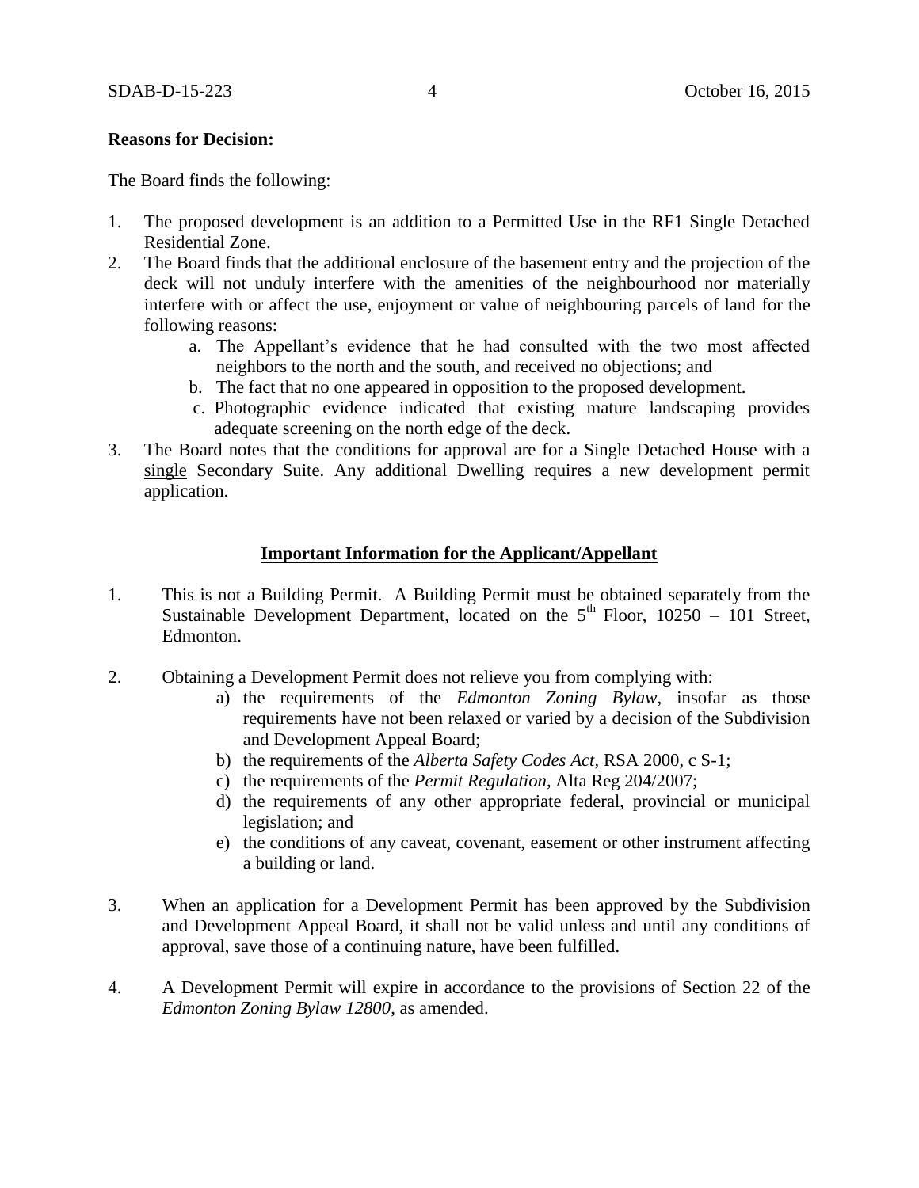**Reasons for Decision:**

The Board finds the following:

1. The proposed development is an addition to a Permitted Use in the RF1 Single Detached Residential Zone.
2. The Board finds that the additional enclosure of the basement entry and the projection of the deck will not unduly interfere with the amenities of the neighbourhood nor materially interfere with or affect the use, enjoyment or value of neighbouring parcels of land for the following reasons:
   a. The Appellant's evidence that he had consulted with the two most affected neighbors to the north and the south, and received no objections; and
   b. The fact that no one appeared in opposition to the proposed development.
   c. Photographic evidence indicated that existing mature landscaping provides adequate screening on the north edge of the deck.
3. The Board notes that the conditions for approval are for a Single Detached House with a single Secondary Suite. Any additional Dwelling requires a new development permit application.

## Important Information for the Applicant/Appellant

1. This is not a Building Permit. A Building Permit must be obtained separately from the Sustainable Development Department, located on the 5th Floor, 10250 – 101 Street, Edmonton.

2. Obtaining a Development Permit does not relieve you from complying with:
   a) the requirements of the *Edmonton Zoning Bylaw*, insofar as those requirements have not been relaxed or varied by a decision of the Subdivision and Development Appeal Board;
   b) the requirements of the *Alberta Safety Codes Act*, RSA 2000, c S-1;
   c) the requirements of the *Permit Regulation*, Alta Reg 204/2007;
   d) the requirements of any other appropriate federal, provincial or municipal legislation; and
   e) the conditions of any caveat, covenant, easement or other instrument affecting a building or land.

3. When an application for a Development Permit has been approved by the Subdivision and Development Appeal Board, it shall not be valid unless and until any conditions of approval, save those of a continuing nature, have been fulfilled.

4. A Development Permit will expire in accordance to the provisions of Section 22 of the *Edmonton Zoning Bylaw 12800*, as amended.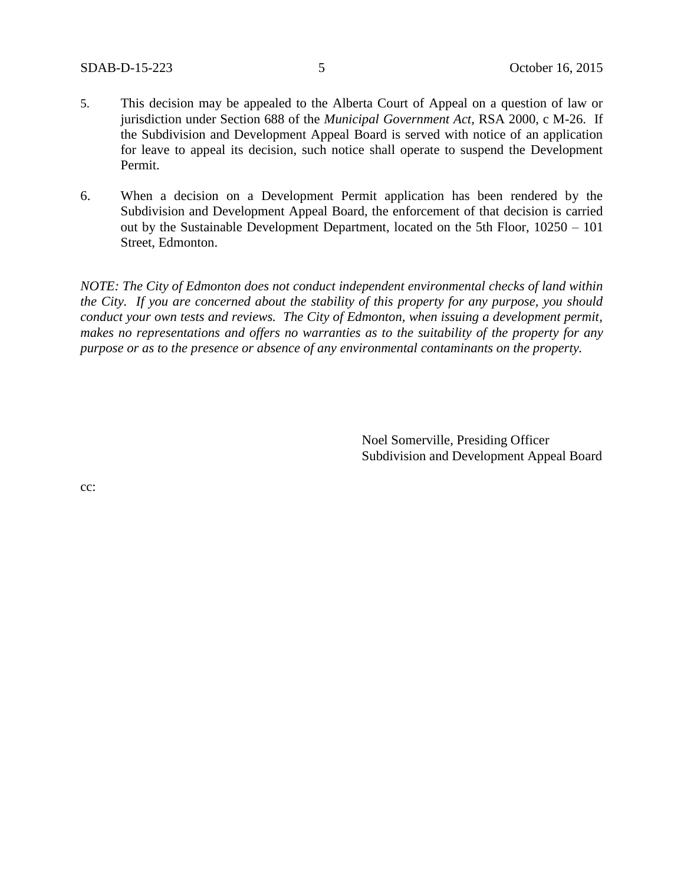5. This decision may be appealed to the Alberta Court of Appeal on a question of law or jurisdiction under Section 688 of the *Municipal Government Act*, RSA 2000, c M-26. If the Subdivision and Development Appeal Board is served with notice of an application for leave to appeal its decision, such notice shall operate to suspend the Development Permit.

6. When a decision on a Development Permit application has been rendered by the Subdivision and Development Appeal Board, the enforcement of that decision is carried out by the Sustainable Development Department, located on the 5th Floor, 10250 – 101 Street, Edmonton.

*NOTE: The City of Edmonton does not conduct independent environmental checks of land within the City. If you are concerned about the stability of this property for any purpose, you should conduct your own tests and reviews. The City of Edmonton, when issuing a development permit, makes no representations and offers no warranties as to the suitability of the property for any purpose or as to the presence or absence of any environmental contaminants on the property.*

Noel Somerville, Presiding Officer
Subdivision and Development Appeal Board

cc: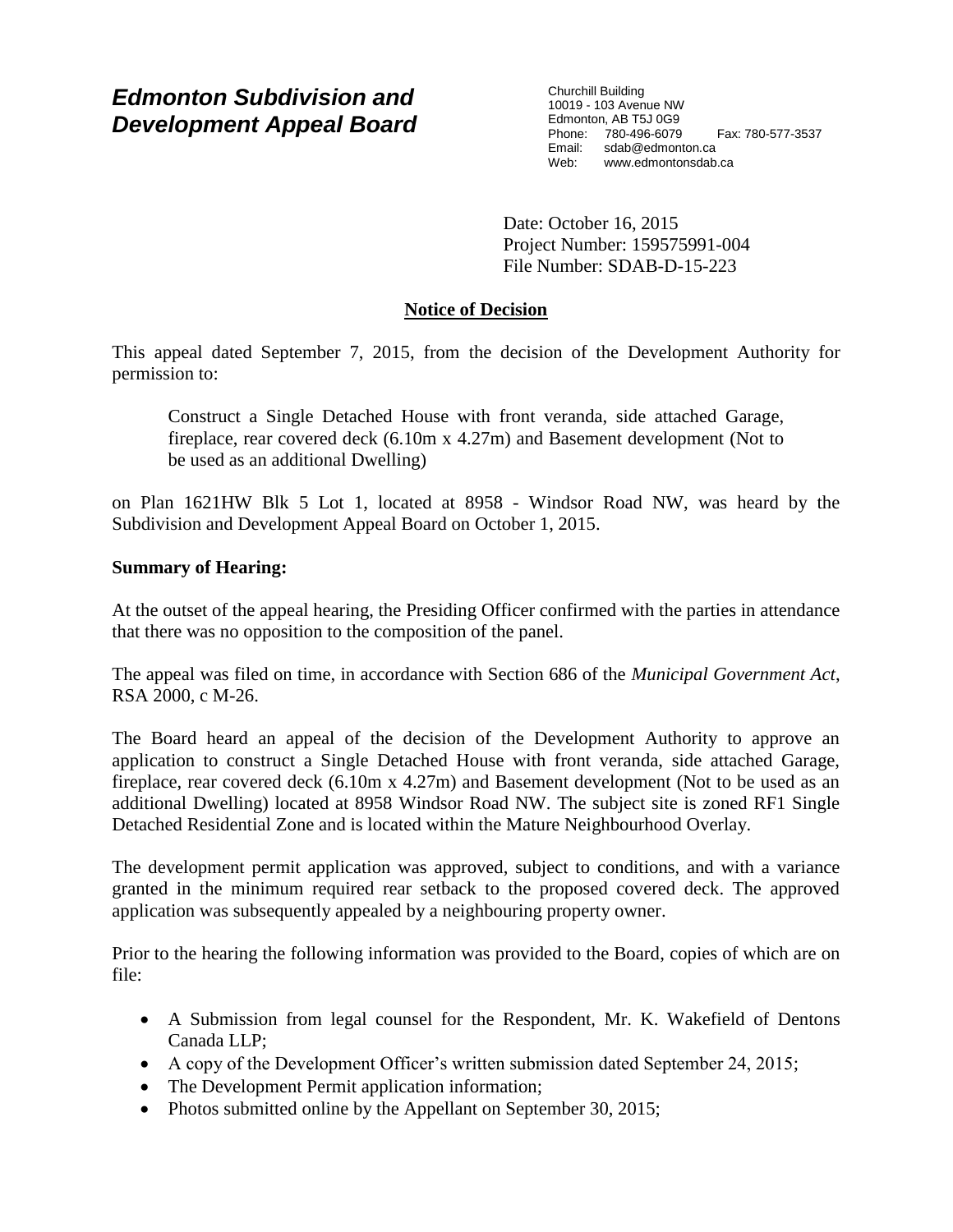# *Edmonton Subdivision and Development Appeal Board*

Churchill Building
10019 - 103 Avenue NW
Edmonton, AB T5J 0G9
Phone: 780-496-6079 Fax: 780-577-3537
Email: sdab@edmonton.ca
Web: www.edmontonsdab.ca

Date: October 16, 2015
Project Number: 159575991-004
File Number: SDAB-D-15-223

## **Notice of Decision**

This appeal dated September 7, 2015, from the decision of the Development Authority for permission to:

> Construct a Single Detached House with front veranda, side attached Garage, fireplace, rear covered deck (6.10m x 4.27m) and Basement development (Not to be used as an additional Dwelling)

on Plan 1621HW Blk 5 Lot 1, located at 8958 - Windsor Road NW, was heard by the Subdivision and Development Appeal Board on October 1, 2015.

### **Summary of Hearing:**

At the outset of the appeal hearing, the Presiding Officer confirmed with the parties in attendance that there was no opposition to the composition of the panel.

The appeal was filed on time, in accordance with Section 686 of the *Municipal Government Act*, RSA 2000, c M-26.

The Board heard an appeal of the decision of the Development Authority to approve an application to construct a Single Detached House with front veranda, side attached Garage, fireplace, rear covered deck (6.10m x 4.27m) and Basement development (Not to be used as an additional Dwelling) located at 8958 Windsor Road NW. The subject site is zoned RF1 Single Detached Residential Zone and is located within the Mature Neighbourhood Overlay.

The development permit application was approved, subject to conditions, and with a variance granted in the minimum required rear setback to the proposed covered deck. The approved application was subsequently appealed by a neighbouring property owner.

Prior to the hearing the following information was provided to the Board, copies of which are on file:

- A Submission from legal counsel for the Respondent, Mr. K. Wakefield of Dentons Canada LLP;
- A copy of the Development Officer's written submission dated September 24, 2015;
- The Development Permit application information;
- Photos submitted online by the Appellant on September 30, 2015;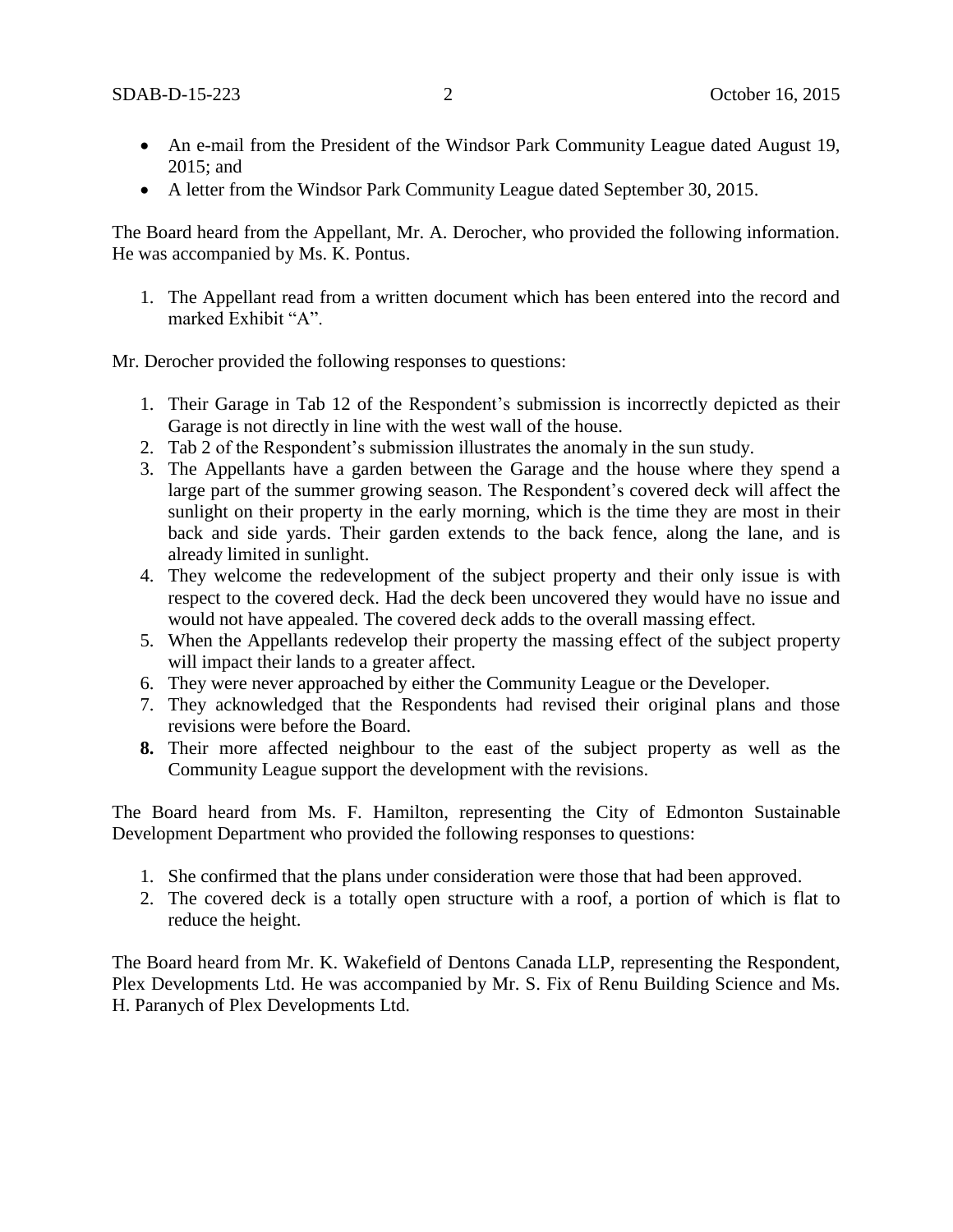- An e-mail from the President of the Windsor Park Community League dated August 19, 2015; and
- A letter from the Windsor Park Community League dated September 30, 2015.

The Board heard from the Appellant, Mr. A. Derocher, who provided the following information. He was accompanied by Ms. K. Pontus.

1. The Appellant read from a written document which has been entered into the record and marked Exhibit "A".

Mr. Derocher provided the following responses to questions:

1. Their Garage in Tab 12 of the Respondent's submission is incorrectly depicted as their Garage is not directly in line with the west wall of the house.
2. Tab 2 of the Respondent's submission illustrates the anomaly in the sun study.
3. The Appellants have a garden between the Garage and the house where they spend a large part of the summer growing season. The Respondent's covered deck will affect the sunlight on their property in the early morning, which is the time they are most in their back and side yards. Their garden extends to the back fence, along the lane, and is already limited in sunlight.
4. They welcome the redevelopment of the subject property and their only issue is with respect to the covered deck. Had the deck been uncovered they would have no issue and would not have appealed. The covered deck adds to the overall massing effect.
5. When the Appellants redevelop their property the massing effect of the subject property will impact their lands to a greater affect.
6. They were never approached by either the Community League or the Developer.
7. They acknowledged that the Respondents had revised their original plans and those revisions were before the Board.
8. Their more affected neighbour to the east of the subject property as well as the Community League support the development with the revisions.

The Board heard from Ms. F. Hamilton, representing the City of Edmonton Sustainable Development Department who provided the following responses to questions:

1. She confirmed that the plans under consideration were those that had been approved.
2. The covered deck is a totally open structure with a roof, a portion of which is flat to reduce the height.

The Board heard from Mr. K. Wakefield of Dentons Canada LLP, representing the Respondent, Plex Developments Ltd. He was accompanied by Mr. S. Fix of Renu Building Science and Ms. H. Paranych of Plex Developments Ltd.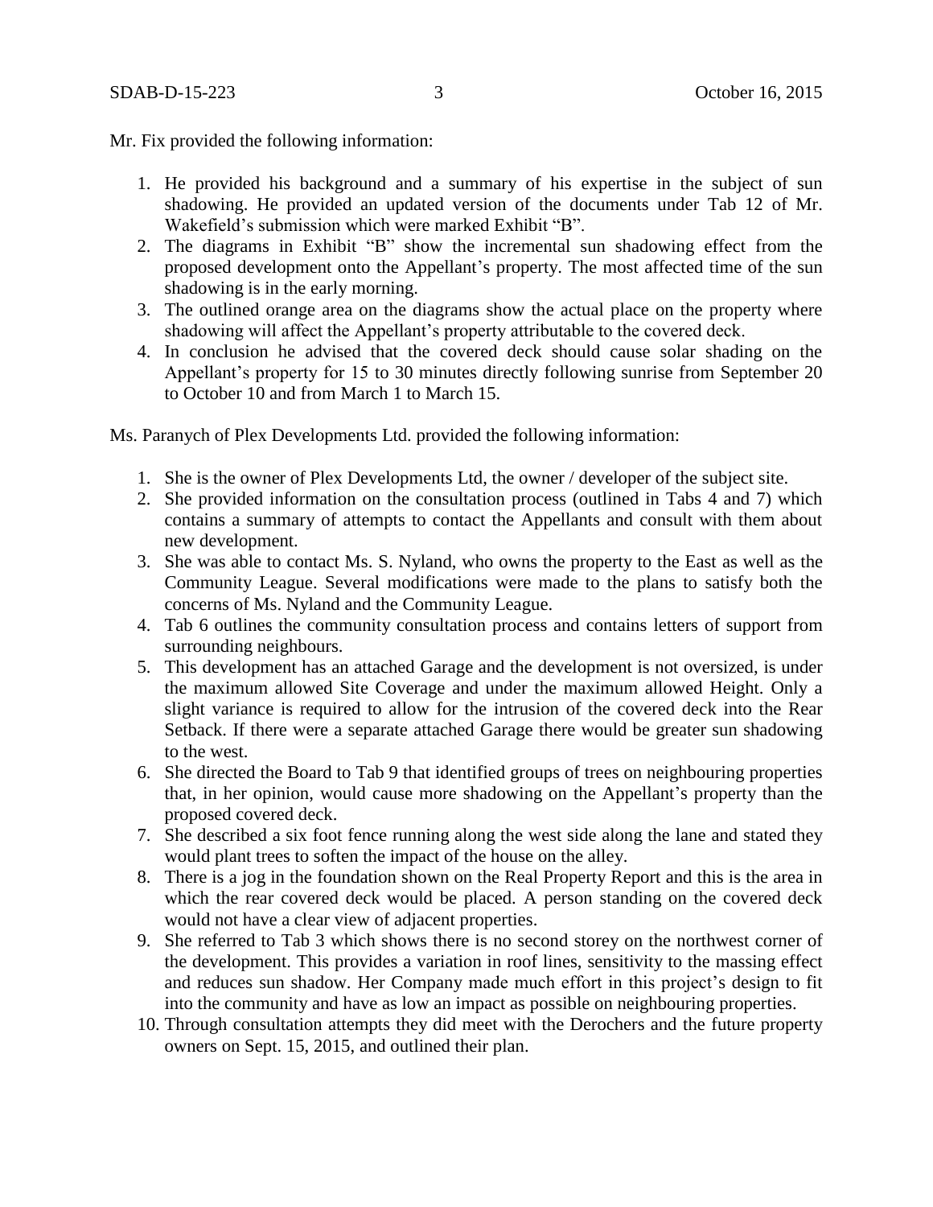Mr. Fix provided the following information:

1. He provided his background and a summary of his expertise in the subject of sun shadowing. He provided an updated version of the documents under Tab 12 of Mr. Wakefield's submission which were marked Exhibit "B".
2. The diagrams in Exhibit "B" show the incremental sun shadowing effect from the proposed development onto the Appellant's property. The most affected time of the sun shadowing is in the early morning.
3. The outlined orange area on the diagrams show the actual place on the property where shadowing will affect the Appellant's property attributable to the covered deck.
4. In conclusion he advised that the covered deck should cause solar shading on the Appellant's property for 15 to 30 minutes directly following sunrise from September 20 to October 10 and from March 1 to March 15.

Ms. Paranych of Plex Developments Ltd. provided the following information:

1. She is the owner of Plex Developments Ltd, the owner / developer of the subject site.
2. She provided information on the consultation process (outlined in Tabs 4 and 7) which contains a summary of attempts to contact the Appellants and consult with them about new development.
3. She was able to contact Ms. S. Nyland, who owns the property to the East as well as the Community League. Several modifications were made to the plans to satisfy both the concerns of Ms. Nyland and the Community League.
4. Tab 6 outlines the community consultation process and contains letters of support from surrounding neighbours.
5. This development has an attached Garage and the development is not oversized, is under the maximum allowed Site Coverage and under the maximum allowed Height. Only a slight variance is required to allow for the intrusion of the covered deck into the Rear Setback. If there were a separate attached Garage there would be greater sun shadowing to the west.
6. She directed the Board to Tab 9 that identified groups of trees on neighbouring properties that, in her opinion, would cause more shadowing on the Appellant's property than the proposed covered deck.
7. She described a six foot fence running along the west side along the lane and stated they would plant trees to soften the impact of the house on the alley.
8. There is a jog in the foundation shown on the Real Property Report and this is the area in which the rear covered deck would be placed. A person standing on the covered deck would not have a clear view of adjacent properties.
9. She referred to Tab 3 which shows there is no second storey on the northwest corner of the development. This provides a variation in roof lines, sensitivity to the massing effect and reduces sun shadow. Her Company made much effort in this project's design to fit into the community and have as low an impact as possible on neighbouring properties.
10. Through consultation attempts they did meet with the Derochers and the future property owners on Sept. 15, 2015, and outlined their plan.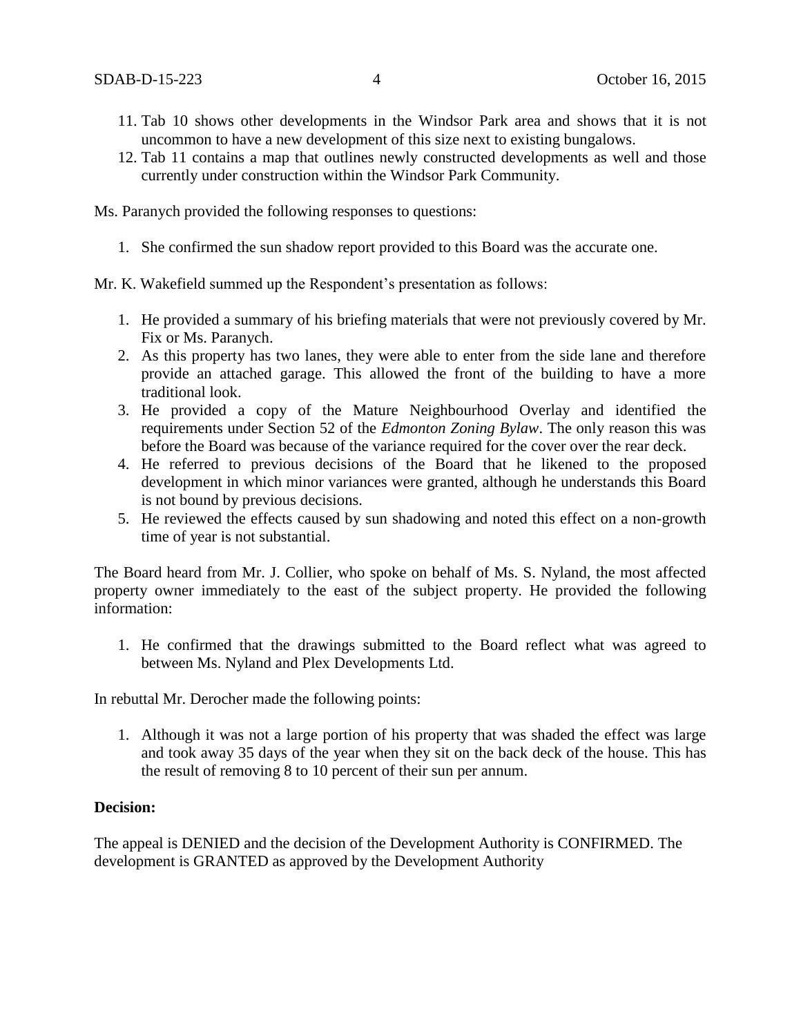11. Tab 10 shows other developments in the Windsor Park area and shows that it is not uncommon to have a new development of this size next to existing bungalows.
12. Tab 11 contains a map that outlines newly constructed developments as well and those currently under construction within the Windsor Park Community.

Ms. Paranych provided the following responses to questions:

1. She confirmed the sun shadow report provided to this Board was the accurate one.

Mr. K. Wakefield summed up the Respondent's presentation as follows:

1. He provided a summary of his briefing materials that were not previously covered by Mr. Fix or Ms. Paranych.
2. As this property has two lanes, they were able to enter from the side lane and therefore provide an attached garage. This allowed the front of the building to have a more traditional look.
3. He provided a copy of the Mature Neighbourhood Overlay and identified the requirements under Section 52 of the *Edmonton Zoning Bylaw*. The only reason this was before the Board was because of the variance required for the cover over the rear deck.
4. He referred to previous decisions of the Board that he likened to the proposed development in which minor variances were granted, although he understands this Board is not bound by previous decisions.
5. He reviewed the effects caused by sun shadowing and noted this effect on a non-growth time of year is not substantial.

The Board heard from Mr. J. Collier, who spoke on behalf of Ms. S. Nyland, the most affected property owner immediately to the east of the subject property. He provided the following information:

1. He confirmed that the drawings submitted to the Board reflect what was agreed to between Ms. Nyland and Plex Developments Ltd.

In rebuttal Mr. Derocher made the following points:

1. Although it was not a large portion of his property that was shaded the effect was large and took away 35 days of the year when they sit on the back deck of the house. This has the result of removing 8 to 10 percent of their sun per annum.

**Decision:**

The appeal is DENIED and the decision of the Development Authority is CONFIRMED. The development is GRANTED as approved by the Development Authority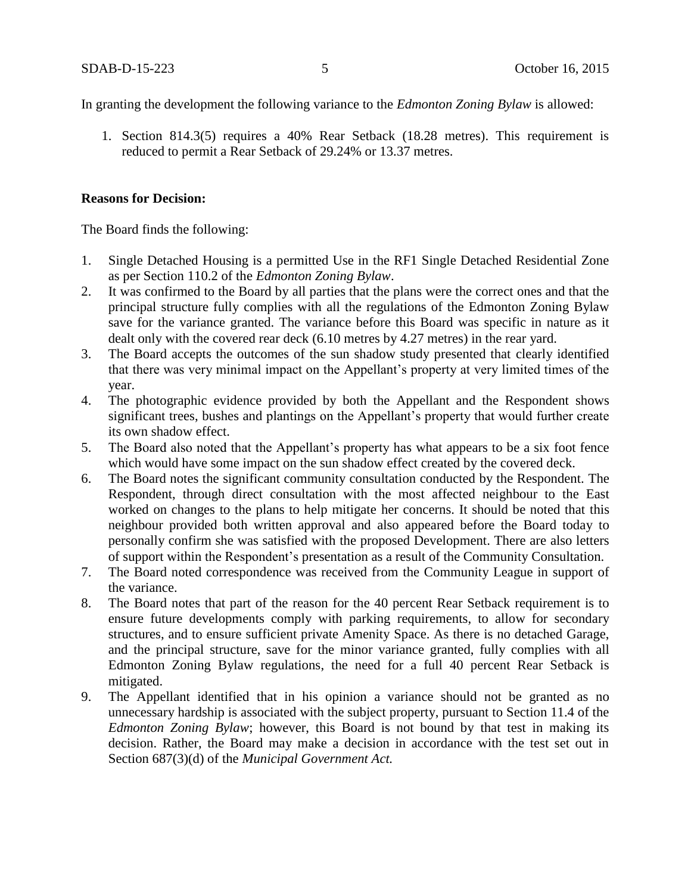In granting the development the following variance to the *Edmonton Zoning Bylaw* is allowed:

1. Section 814.3(5) requires a 40% Rear Setback (18.28 metres). This requirement is reduced to permit a Rear Setback of 29.24% or 13.37 metres.

**Reasons for Decision:**

The Board finds the following:

1. Single Detached Housing is a permitted Use in the RF1 Single Detached Residential Zone as per Section 110.2 of the *Edmonton Zoning Bylaw*.
2. It was confirmed to the Board by all parties that the plans were the correct ones and that the principal structure fully complies with all the regulations of the Edmonton Zoning Bylaw save for the variance granted. The variance before this Board was specific in nature as it dealt only with the covered rear deck (6.10 metres by 4.27 metres) in the rear yard.
3. The Board accepts the outcomes of the sun shadow study presented that clearly identified that there was very minimal impact on the Appellant's property at very limited times of the year.
4. The photographic evidence provided by both the Appellant and the Respondent shows significant trees, bushes and plantings on the Appellant's property that would further create its own shadow effect.
5. The Board also noted that the Appellant's property has what appears to be a six foot fence which would have some impact on the sun shadow effect created by the covered deck.
6. The Board notes the significant community consultation conducted by the Respondent. The Respondent, through direct consultation with the most affected neighbour to the East worked on changes to the plans to help mitigate her concerns. It should be noted that this neighbour provided both written approval and also appeared before the Board today to personally confirm she was satisfied with the proposed Development. There are also letters of support within the Respondent's presentation as a result of the Community Consultation.
7. The Board noted correspondence was received from the Community League in support of the variance.
8. The Board notes that part of the reason for the 40 percent Rear Setback requirement is to ensure future developments comply with parking requirements, to allow for secondary structures, and to ensure sufficient private Amenity Space. As there is no detached Garage, and the principal structure, save for the minor variance granted, fully complies with all Edmonton Zoning Bylaw regulations, the need for a full 40 percent Rear Setback is mitigated.
9. The Appellant identified that in his opinion a variance should not be granted as no unnecessary hardship is associated with the subject property, pursuant to Section 11.4 of the *Edmonton Zoning Bylaw*; however, this Board is not bound by that test in making its decision. Rather, the Board may make a decision in accordance with the test set out in Section 687(3)(d) of the *Municipal Government Act.*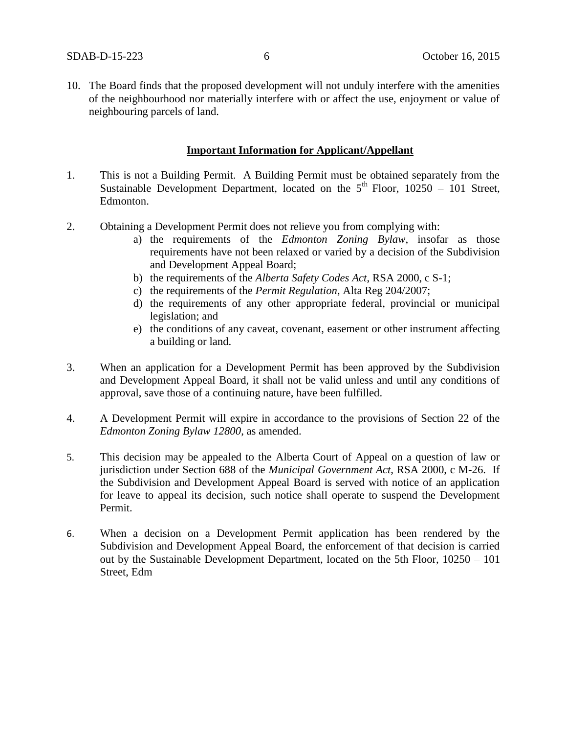10. The Board finds that the proposed development will not unduly interfere with the amenities of the neighbourhood nor materially interfere with or affect the use, enjoyment or value of neighbouring parcels of land.

**Important Information for Applicant/Appellant**

1. This is not a Building Permit. A Building Permit must be obtained separately from the Sustainable Development Department, located on the 5th Floor, 10250 – 101 Street, Edmonton.

2. Obtaining a Development Permit does not relieve you from complying with:
   a) the requirements of the *Edmonton Zoning Bylaw*, insofar as those requirements have not been relaxed or varied by a decision of the Subdivision and Development Appeal Board;
   b) the requirements of the *Alberta Safety Codes Act*, RSA 2000, c S-1;
   c) the requirements of the *Permit Regulation*, Alta Reg 204/2007;
   d) the requirements of any other appropriate federal, provincial or municipal legislation; and
   e) the conditions of any caveat, covenant, easement or other instrument affecting a building or land.

3. When an application for a Development Permit has been approved by the Subdivision and Development Appeal Board, it shall not be valid unless and until any conditions of approval, save those of a continuing nature, have been fulfilled.

4. A Development Permit will expire in accordance to the provisions of Section 22 of the *Edmonton Zoning Bylaw 12800*, as amended.

5. This decision may be appealed to the Alberta Court of Appeal on a question of law or jurisdiction under Section 688 of the *Municipal Government Act*, RSA 2000, c M-26. If the Subdivision and Development Appeal Board is served with notice of an application for leave to appeal its decision, such notice shall operate to suspend the Development Permit.

6. When a decision on a Development Permit application has been rendered by the Subdivision and Development Appeal Board, the enforcement of that decision is carried out by the Sustainable Development Department, located on the 5th Floor, 10250 – 101 Street, Edm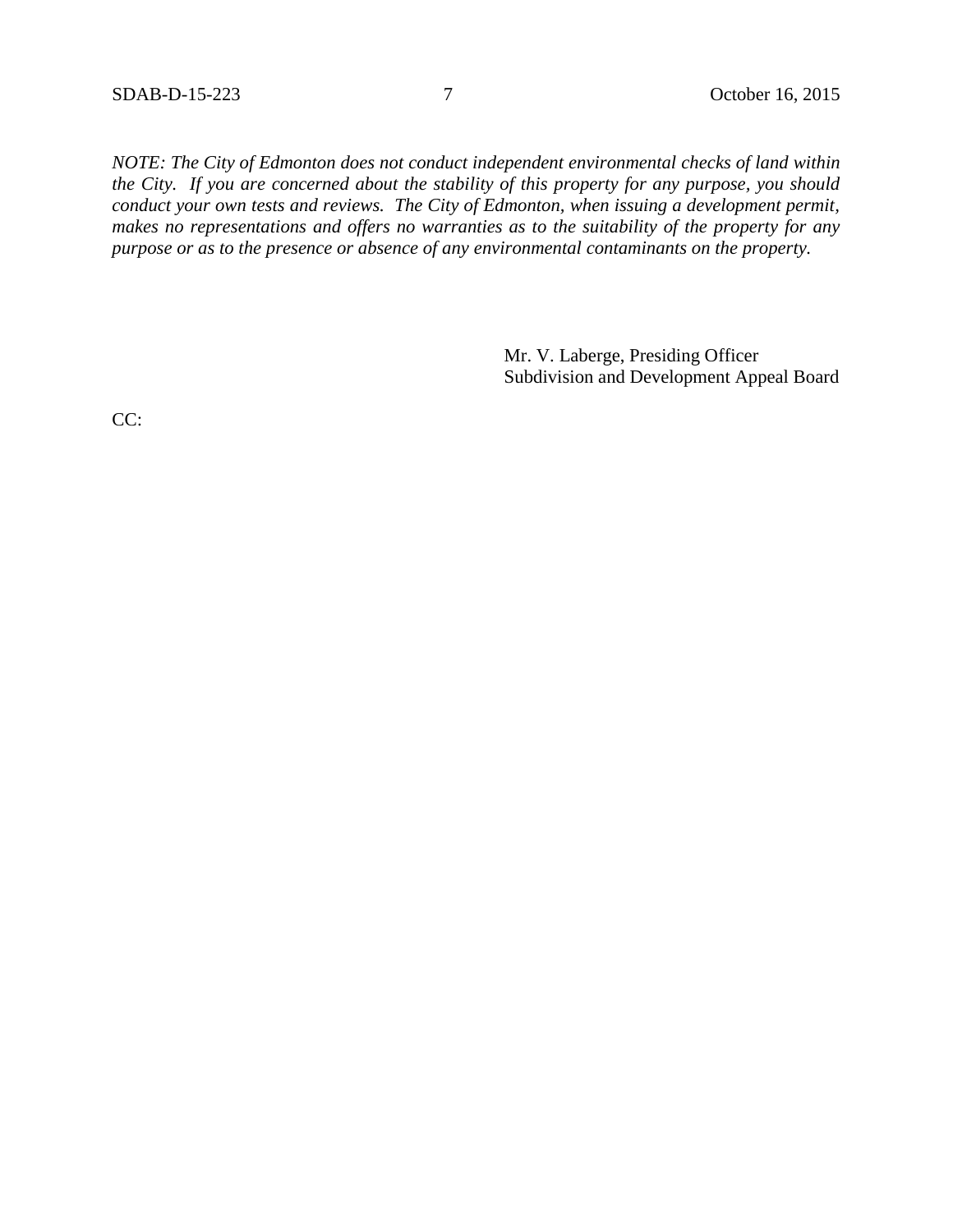*NOTE: The City of Edmonton does not conduct independent environmental checks of land within the City. If you are concerned about the stability of this property for any purpose, you should conduct your own tests and reviews. The City of Edmonton, when issuing a development permit, makes no representations and offers no warranties as to the suitability of the property for any purpose or as to the presence or absence of any environmental contaminants on the property.*

Mr. V. Laberge, Presiding Officer
Subdivision and Development Appeal Board

CC: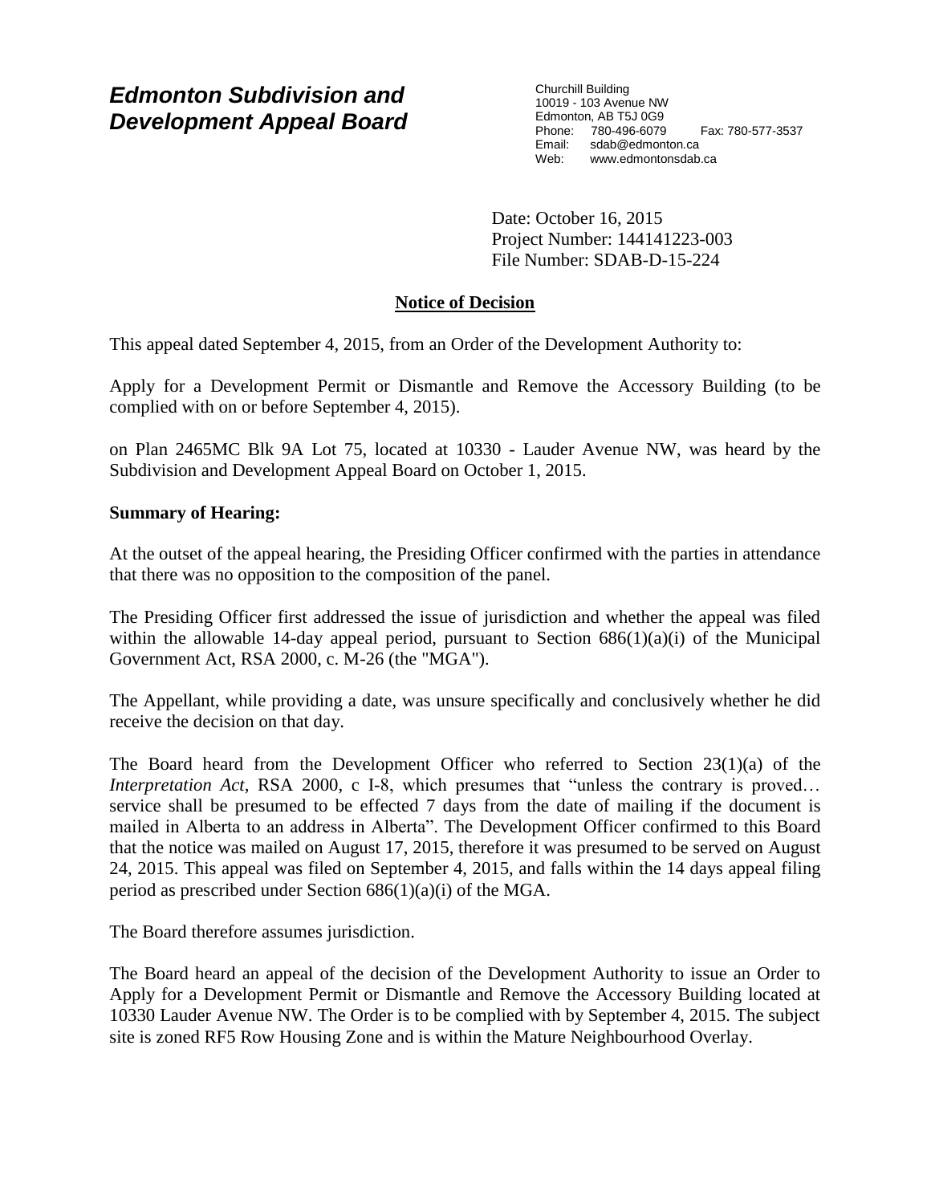# Edmonton Subdivision and Development Appeal Board

Churchill Building
10019 - 103 Avenue NW
Edmonton, AB T5J 0G9
Phone: 780-496-6079 Fax: 780-577-3537
Email: sdab@edmonton.ca
Web: www.edmontonsdab.ca

Date: October 16, 2015
Project Number: 144141223-003
File Number: SDAB-D-15-224

## Notice of Decision

This appeal dated September 4, 2015, from an Order of the Development Authority to:

Apply for a Development Permit or Dismantle and Remove the Accessory Building (to be complied with on or before September 4, 2015).

on Plan 2465MC Blk 9A Lot 75, located at 10330 - Lauder Avenue NW, was heard by the Subdivision and Development Appeal Board on October 1, 2015.

**Summary of Hearing:**

At the outset of the appeal hearing, the Presiding Officer confirmed with the parties in attendance that there was no opposition to the composition of the panel.

The Presiding Officer first addressed the issue of jurisdiction and whether the appeal was filed within the allowable 14-day appeal period, pursuant to Section 686(1)(a)(i) of the Municipal Government Act, RSA 2000, c. M-26 (the "MGA").

The Appellant, while providing a date, was unsure specifically and conclusively whether he did receive the decision on that day.

The Board heard from the Development Officer who referred to Section 23(1)(a) of the *Interpretation Act*, RSA 2000, c I-8, which presumes that "unless the contrary is proved… service shall be presumed to be effected 7 days from the date of mailing if the document is mailed in Alberta to an address in Alberta". The Development Officer confirmed to this Board that the notice was mailed on August 17, 2015, therefore it was presumed to be served on August 24, 2015. This appeal was filed on September 4, 2015, and falls within the 14 days appeal filing period as prescribed under Section 686(1)(a)(i) of the MGA.

The Board therefore assumes jurisdiction.

The Board heard an appeal of the decision of the Development Authority to issue an Order to Apply for a Development Permit or Dismantle and Remove the Accessory Building located at 10330 Lauder Avenue NW. The Order is to be complied with by September 4, 2015. The subject site is zoned RF5 Row Housing Zone and is within the Mature Neighbourhood Overlay.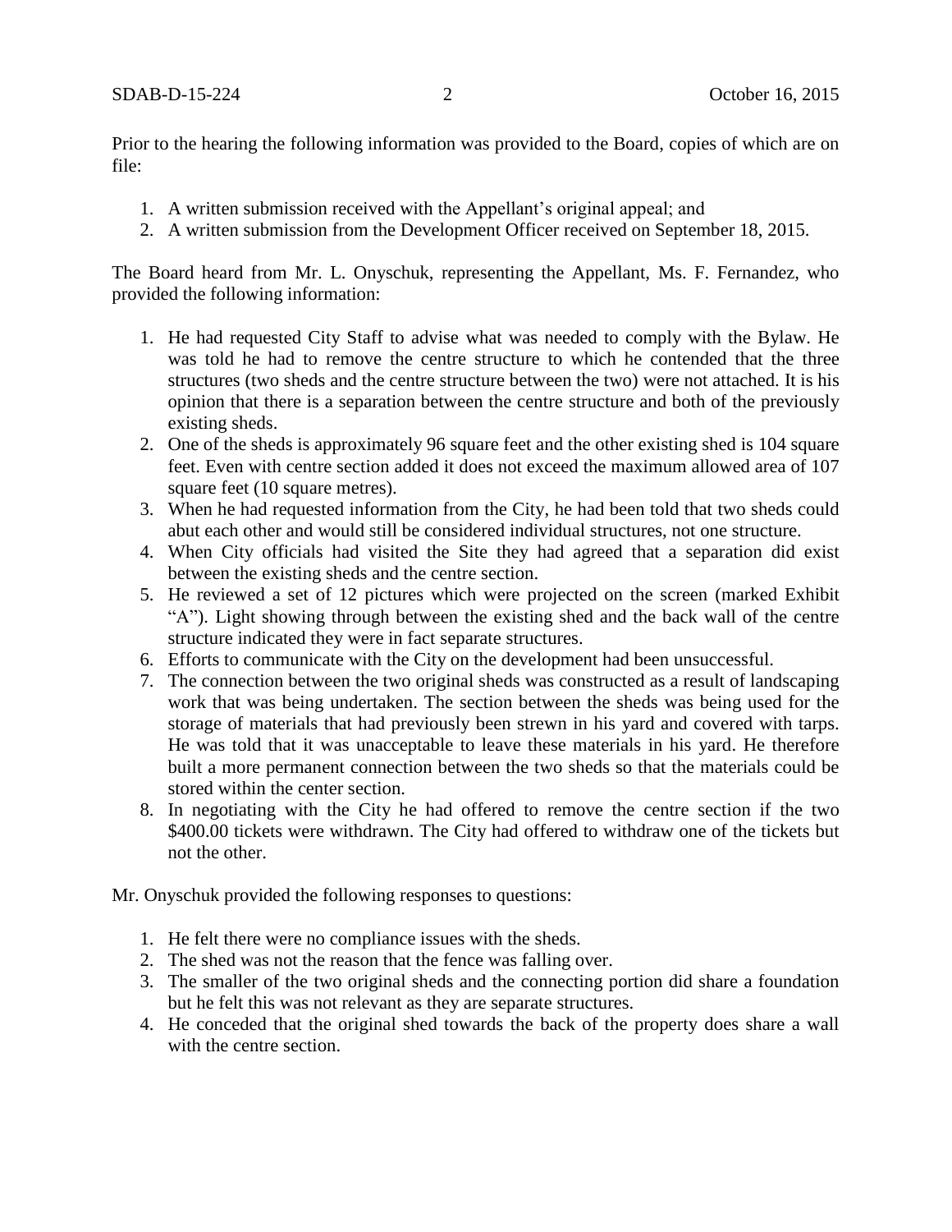Prior to the hearing the following information was provided to the Board, copies of which are on file:

1. A written submission received with the Appellant's original appeal; and
2. A written submission from the Development Officer received on September 18, 2015.

The Board heard from Mr. L. Onyschuk, representing the Appellant, Ms. F. Fernandez, who provided the following information:

1. He had requested City Staff to advise what was needed to comply with the Bylaw. He was told he had to remove the centre structure to which he contended that the three structures (two sheds and the centre structure between the two) were not attached. It is his opinion that there is a separation between the centre structure and both of the previously existing sheds.
2. One of the sheds is approximately 96 square feet and the other existing shed is 104 square feet. Even with centre section added it does not exceed the maximum allowed area of 107 square feet (10 square metres).
3. When he had requested information from the City, he had been told that two sheds could abut each other and would still be considered individual structures, not one structure.
4. When City officials had visited the Site they had agreed that a separation did exist between the existing sheds and the centre section.
5. He reviewed a set of 12 pictures which were projected on the screen (marked Exhibit "A"). Light showing through between the existing shed and the back wall of the centre structure indicated they were in fact separate structures.
6. Efforts to communicate with the City on the development had been unsuccessful.
7. The connection between the two original sheds was constructed as a result of landscaping work that was being undertaken. The section between the sheds was being used for the storage of materials that had previously been strewn in his yard and covered with tarps. He was told that it was unacceptable to leave these materials in his yard. He therefore built a more permanent connection between the two sheds so that the materials could be stored within the center section.
8. In negotiating with the City he had offered to remove the centre section if the two $400.00 tickets were withdrawn. The City had offered to withdraw one of the tickets but not the other.

Mr. Onyschuk provided the following responses to questions:

1. He felt there were no compliance issues with the sheds.
2. The shed was not the reason that the fence was falling over.
3. The smaller of the two original sheds and the connecting portion did share a foundation but he felt this was not relevant as they are separate structures.
4. He conceded that the original shed towards the back of the property does share a wall with the centre section.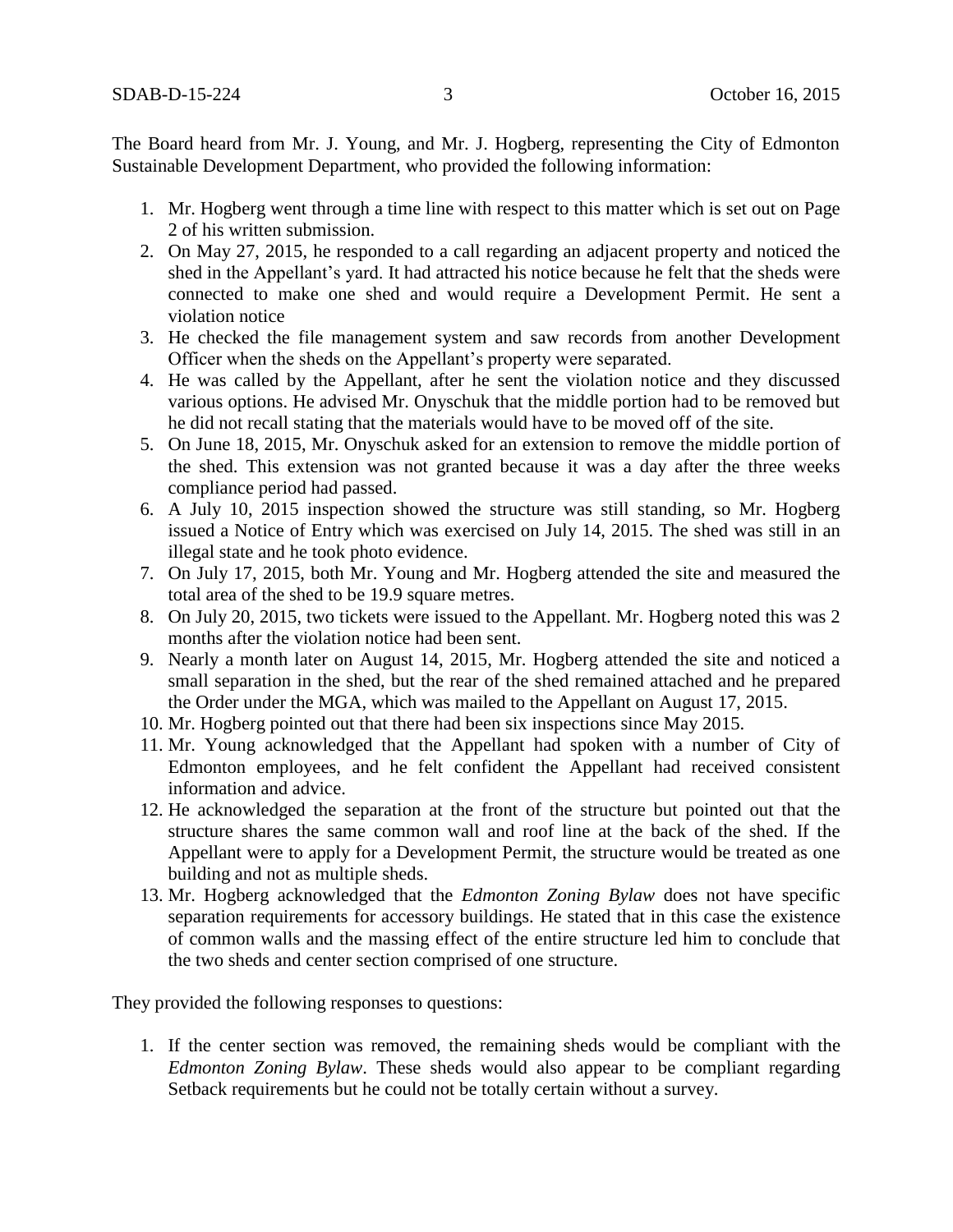The Board heard from Mr. J. Young, and Mr. J. Hogberg, representing the City of Edmonton Sustainable Development Department, who provided the following information:

1. Mr. Hogberg went through a time line with respect to this matter which is set out on Page 2 of his written submission.
2. On May 27, 2015, he responded to a call regarding an adjacent property and noticed the shed in the Appellant's yard. It had attracted his notice because he felt that the sheds were connected to make one shed and would require a Development Permit. He sent a violation notice
3. He checked the file management system and saw records from another Development Officer when the sheds on the Appellant's property were separated.
4. He was called by the Appellant, after he sent the violation notice and they discussed various options. He advised Mr. Onyschuk that the middle portion had to be removed but he did not recall stating that the materials would have to be moved off of the site.
5. On June 18, 2015, Mr. Onyschuk asked for an extension to remove the middle portion of the shed. This extension was not granted because it was a day after the three weeks compliance period had passed.
6. A July 10, 2015 inspection showed the structure was still standing, so Mr. Hogberg issued a Notice of Entry which was exercised on July 14, 2015. The shed was still in an illegal state and he took photo evidence.
7. On July 17, 2015, both Mr. Young and Mr. Hogberg attended the site and measured the total area of the shed to be 19.9 square metres.
8. On July 20, 2015, two tickets were issued to the Appellant. Mr. Hogberg noted this was 2 months after the violation notice had been sent.
9. Nearly a month later on August 14, 2015, Mr. Hogberg attended the site and noticed a small separation in the shed, but the rear of the shed remained attached and he prepared the Order under the MGA, which was mailed to the Appellant on August 17, 2015.
10. Mr. Hogberg pointed out that there had been six inspections since May 2015.
11. Mr. Young acknowledged that the Appellant had spoken with a number of City of Edmonton employees, and he felt confident the Appellant had received consistent information and advice.
12. He acknowledged the separation at the front of the structure but pointed out that the structure shares the same common wall and roof line at the back of the shed. If the Appellant were to apply for a Development Permit, the structure would be treated as one building and not as multiple sheds.
13. Mr. Hogberg acknowledged that the *Edmonton Zoning Bylaw* does not have specific separation requirements for accessory buildings. He stated that in this case the existence of common walls and the massing effect of the entire structure led him to conclude that the two sheds and center section comprised of one structure.

They provided the following responses to questions:

1. If the center section was removed, the remaining sheds would be compliant with the *Edmonton Zoning Bylaw*. These sheds would also appear to be compliant regarding Setback requirements but he could not be totally certain without a survey.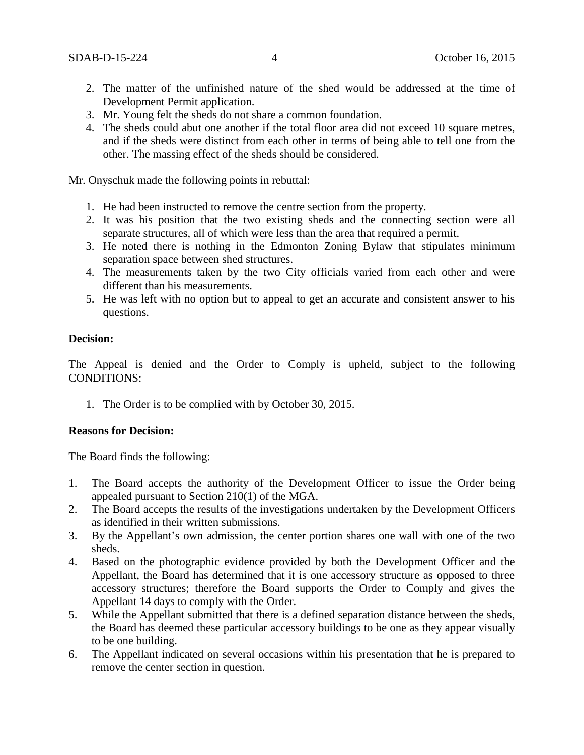2. The matter of the unfinished nature of the shed would be addressed at the time of Development Permit application.
3. Mr. Young felt the sheds do not share a common foundation.
4. The sheds could abut one another if the total floor area did not exceed 10 square metres, and if the sheds were distinct from each other in terms of being able to tell one from the other. The massing effect of the sheds should be considered.

Mr. Onyschuk made the following points in rebuttal:

1. He had been instructed to remove the centre section from the property.
2. It was his position that the two existing sheds and the connecting section were all separate structures, all of which were less than the area that required a permit.
3. He noted there is nothing in the Edmonton Zoning Bylaw that stipulates minimum separation space between shed structures.
4. The measurements taken by the two City officials varied from each other and were different than his measurements.
5. He was left with no option but to appeal to get an accurate and consistent answer to his questions.

**Decision:**

The Appeal is denied and the Order to Comply is upheld, subject to the following CONDITIONS:

1. The Order is to be complied with by October 30, 2015.

**Reasons for Decision:**

The Board finds the following:

1. The Board accepts the authority of the Development Officer to issue the Order being appealed pursuant to Section 210(1) of the MGA.
2. The Board accepts the results of the investigations undertaken by the Development Officers as identified in their written submissions.
3. By the Appellant's own admission, the center portion shares one wall with one of the two sheds.
4. Based on the photographic evidence provided by both the Development Officer and the Appellant, the Board has determined that it is one accessory structure as opposed to three accessory structures; therefore the Board supports the Order to Comply and gives the Appellant 14 days to comply with the Order.
5. While the Appellant submitted that there is a defined separation distance between the sheds, the Board has deemed these particular accessory buildings to be one as they appear visually to be one building.
6. The Appellant indicated on several occasions within his presentation that he is prepared to remove the center section in question.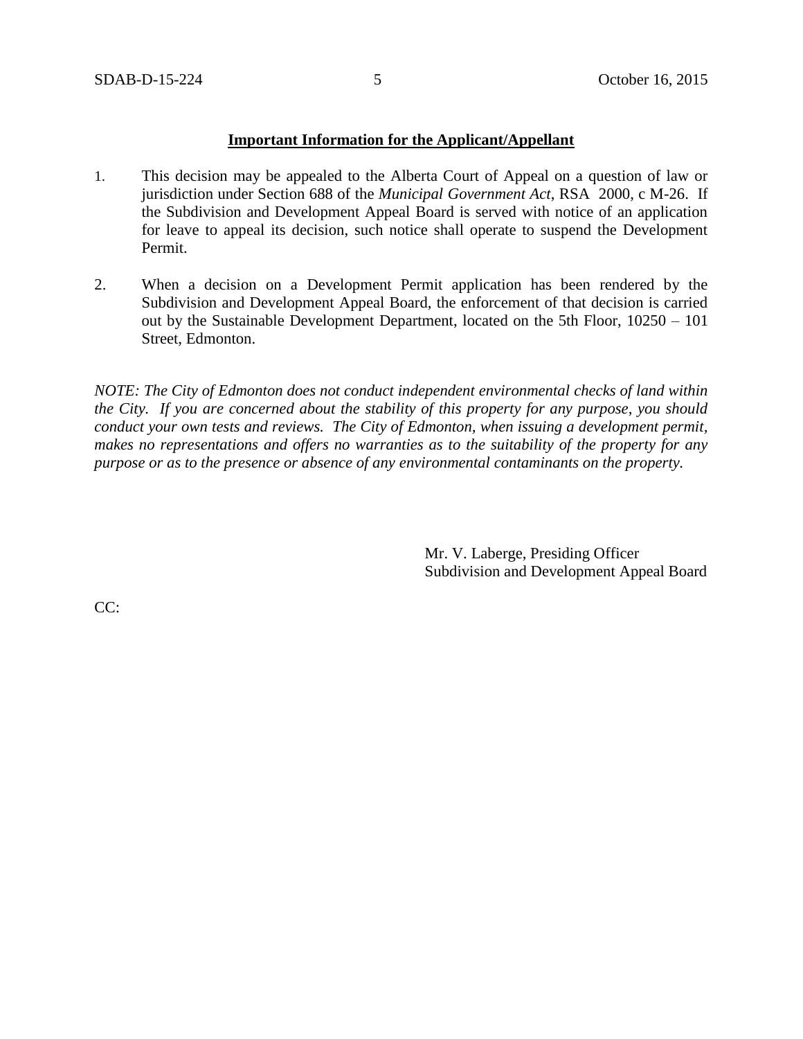**Important Information for the Applicant/Appellant**

1. This decision may be appealed to the Alberta Court of Appeal on a question of law or jurisdiction under Section 688 of the *Municipal Government Act*, RSA 2000, c M-26. If the Subdivision and Development Appeal Board is served with notice of an application for leave to appeal its decision, such notice shall operate to suspend the Development Permit.

2. When a decision on a Development Permit application has been rendered by the Subdivision and Development Appeal Board, the enforcement of that decision is carried out by the Sustainable Development Department, located on the 5th Floor, 10250 – 101 Street, Edmonton.

*NOTE: The City of Edmonton does not conduct independent environmental checks of land within the City. If you are concerned about the stability of this property for any purpose, you should conduct your own tests and reviews. The City of Edmonton, when issuing a development permit, makes no representations and offers no warranties as to the suitability of the property for any purpose or as to the presence or absence of any environmental contaminants on the property.*

Mr. V. Laberge, Presiding Officer
Subdivision and Development Appeal Board

CC: